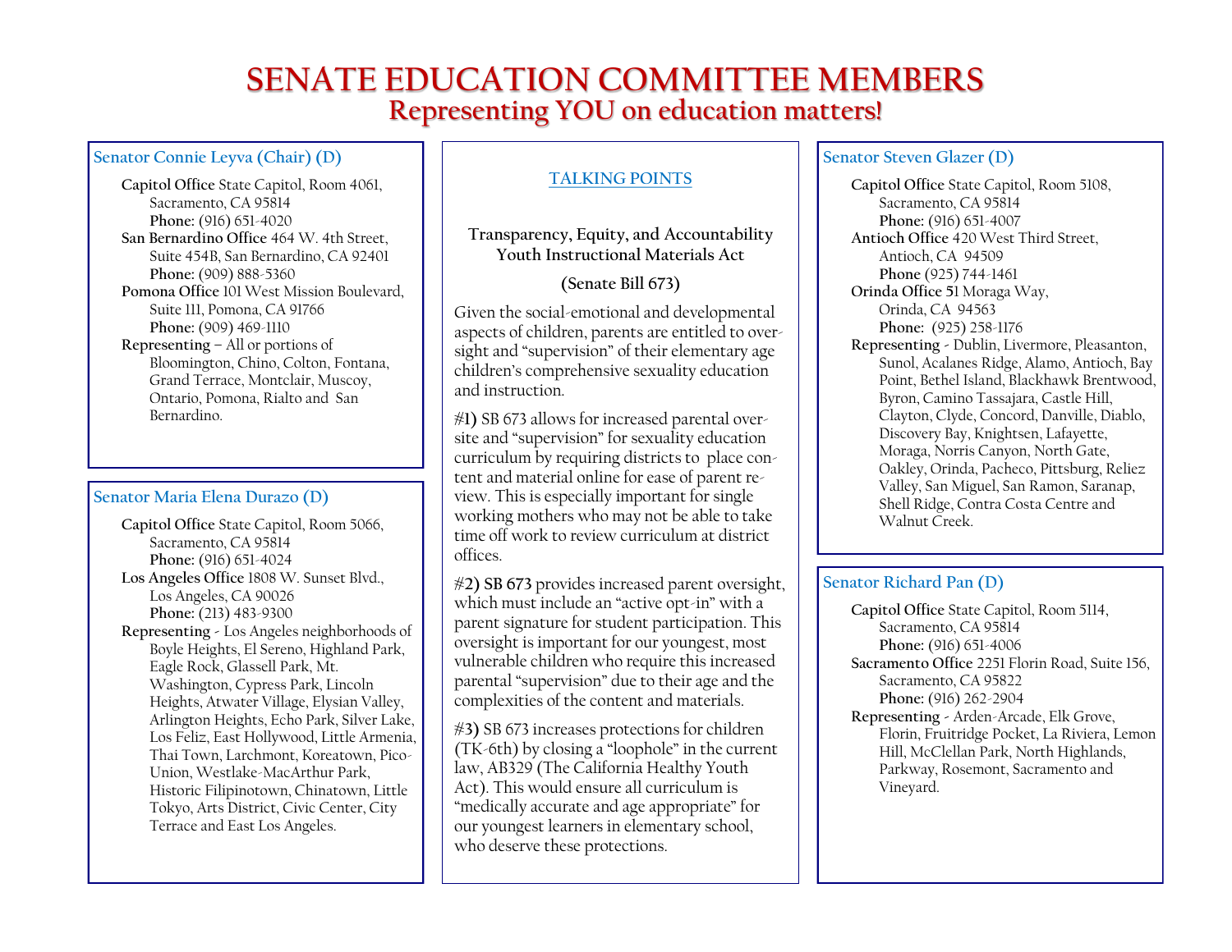# SENATE EDUCATION COMMITTEE MEMBERS

## Representing YOU on education matters!

### Senator Connie Leyva (Chair) (D)

**Capitol Office** State Capitol, Room 4061, Sacramento, CA 95814
**Phone:** (916) 651-4020

**San Bernardino Office** 464 W. 4th Street, Suite 454B, San Bernardino, CA 92401
**Phone:** (909) 888-5360

**Pomona Office** 101 West Mission Boulevard, Suite 111, Pomona, CA 91766
**Phone:** (909) 469-1110

**Representing** – All or portions of Bloomington, Chino, Colton, Fontana, Grand Terrace, Montclair, Muscoy, Ontario, Pomona, Rialto and San Bernardino.

### Senator Maria Elena Durazo (D)

**Capitol Office** State Capitol, Room 5066, Sacramento, CA 95814
**Phone:** (916) 651-4024

**Los Angeles Office** 1808 W. Sunset Blvd., Los Angeles, CA 90026
**Phone:** (213) 483-9300

**Representing** - Los Angeles neighborhoods of Boyle Heights, El Sereno, Highland Park, Eagle Rock, Glassell Park, Mt. Washington, Cypress Park, Lincoln Heights, Atwater Village, Elysian Valley, Arlington Heights, Echo Park, Silver Lake, Los Feliz, East Hollywood, Little Armenia, Thai Town, Larchmont, Koreatown, Pico-Union, Westlake-MacArthur Park, Historic Filipinotown, Chinatown, Little Tokyo, Arts District, Civic Center, City Terrace and East Los Angeles.

### TALKING POINTS

**Transparency, Equity, and Accountability Youth Instructional Materials Act**

**(Senate Bill 673)**

Given the social-emotional and developmental aspects of children, parents are entitled to oversight and "supervision" of their elementary age children's comprehensive sexuality education and instruction.

**#1)** SB 673 allows for increased parental oversite and "supervision" for sexuality education curriculum by requiring districts to place content and material online for ease of parent review. This is especially important for single working mothers who may not be able to take time off work to review curriculum at district offices.

**#2) SB 673** provides increased parent oversight, which must include an "active opt-in" with a parent signature for student participation. This oversight is important for our youngest, most vulnerable children who require this increased parental "supervision" due to their age and the complexities of the content and materials.

**#3)** SB 673 increases protections for children (TK-6th) by closing a "loophole" in the current law, AB329 (The California Healthy Youth Act). This would ensure all curriculum is "medically accurate and age appropriate" for our youngest learners in elementary school, who deserve these protections.

### Senator Steven Glazer (D)

**Capitol Office** State Capitol, Room 5108, Sacramento, CA 95814
**Phone:** (916) 651-4007

**Antioch Office** 420 West Third Street, Antioch, CA 94509
**Phone** (925) 744-1461

**Orinda Office 5**1 Moraga Way, Orinda, CA 94563
**Phone:** (925) 258-1176

**Representing** - Dublin, Livermore, Pleasanton, Sunol, Acalanes Ridge, Alamo, Antioch, Bay Point, Bethel Island, Blackhawk Brentwood, Byron, Camino Tassajara, Castle Hill, Clayton, Clyde, Concord, Danville, Diablo, Discovery Bay, Knightsen, Lafayette, Moraga, Norris Canyon, North Gate, Oakley, Orinda, Pacheco, Pittsburg, Reliez Valley, San Miguel, San Ramon, Saranap, Shell Ridge, Contra Costa Centre and Walnut Creek.

### Senator Richard Pan (D)

**Capitol Office** State Capitol, Room 5114, Sacramento, CA 95814
**Phone:** (916) 651-4006

**Sacramento Office** 2251 Florin Road, Suite 156, Sacramento, CA 95822
**Phone:** (916) 262-2904

**Representing** - Arden-Arcade, Elk Grove, Florin, Fruitridge Pocket, La Riviera, Lemon Hill, McClellan Park, North Highlands, Parkway, Rosemont, Sacramento and Vineyard.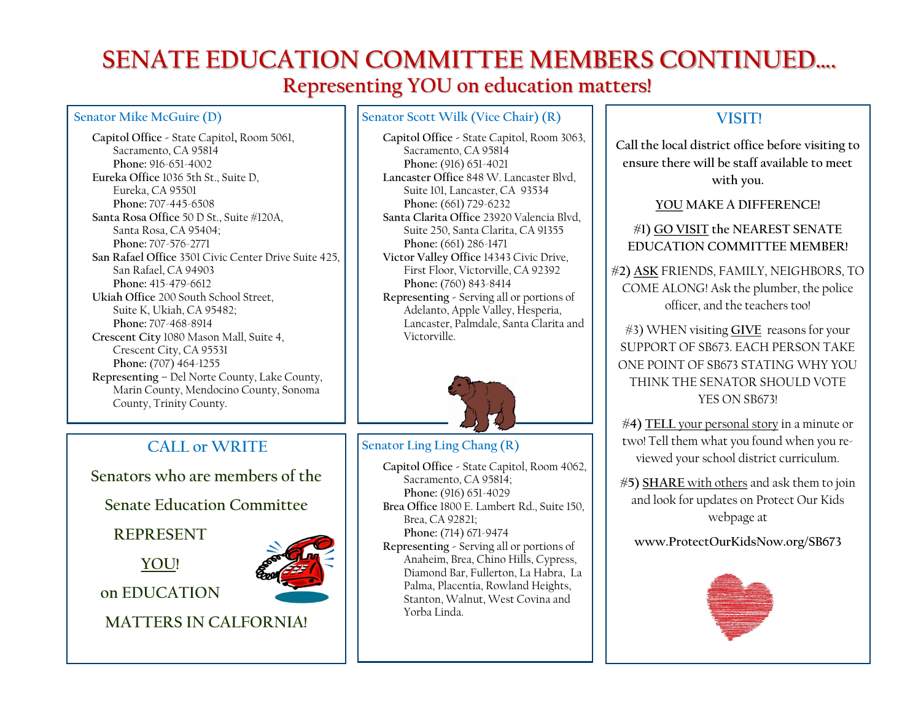# SENATE EDUCATION COMMITTEE MEMBERS CONTINUED….

## Representing YOU on education matters!

### Senator Mike McGuire (D)

**Capitol Office** - State Capitol, Room 5061, Sacramento, CA 95814
**Phone:** 916-651-4002

**Eureka Office** 1036 5th St., Suite D, Eureka, CA 95501
**Phone:** 707-445-6508

**Santa Rosa Office** 50 D St., Suite #120A, Santa Rosa, CA 95404;
**Phone:** 707-576-2771

**San Rafael Office** 3501 Civic Center Drive Suite 425, San Rafael, CA 94903
**Phone:** 415-479-6612

**Ukiah Office** 200 South School Street, Suite K, Ukiah, CA 95482;
**Phone:** 707-468-8914

**Crescent City** 1080 Mason Mall, Suite 4, Crescent City, CA 95531
**Phone:** (707) 464-1255

**Representing** – Del Norte County, Lake County, Marin County, Mendocino County, Sonoma County, Trinity County.

### CALL or WRITE

**Senators who are members of the Senate Education Committee REPRESENT <u>YOU</u>! on EDUCATION MATTERS IN CALFORNIA!**

### Senator Scott Wilk (Vice Chair) (R)

**Capitol Office** - State Capitol, Room 3063, Sacramento, CA 95814
**Phone:** (916) 651-4021

**Lancaster Office** 848 W. Lancaster Blvd, Suite 101, Lancaster, CA 93534
**Phone:** (661) 729-6232

**Santa Clarita Office** 23920 Valencia Blvd, Suite 250, Santa Clarita, CA 91355
**Phone:** (661) 286-1471

**Victor Valley Office** 14343 Civic Drive, First Floor, Victorville, CA 92392
**Phone:** (760) 843-8414

**Representing** - Serving all or portions of Adelanto, Apple Valley, Hesperia, Lancaster, Palmdale, Santa Clarita and Victorville.

### Senator Ling Ling Chang (R)

**Capitol Office** - State Capitol, Room 4062, Sacramento, CA 95814;
**Phone:** (916) 651-4029

**Brea Office** 1800 E. Lambert Rd., Suite 150, Brea, CA 92821;
**Phone:** (714) 671-9474

**Representing** - Serving all or portions of Anaheim, Brea, Chino Hills, Cypress, Diamond Bar, Fullerton, La Habra, La Palma, Placentia, Rowland Heights, Stanton, Walnut, West Covina and Yorba Linda.

### VISIT!

**Call the local district office before visiting to ensure there will be staff available to meet with you.**

**<u>YOU</u> MAKE A DIFFERENCE!**

**#1) <u>GO VISIT</u> the NEAREST SENATE EDUCATION COMMITTEE MEMBER!**

**#2) <u>ASK</u>** FRIENDS, FAMILY, NEIGHBORS, TO COME ALONG! Ask the plumber, the police officer, and the teachers too!

#3) WHEN visiting **<u>GIVE</u>** reasons for your SUPPORT OF SB673. EACH PERSON TAKE ONE POINT OF SB673 STATING WHY YOU THINK THE SENATOR SHOULD VOTE YES ON SB673!

**#4) <u>TELL</u>** <u>your personal story</u> in a minute or two! Tell them what you found when you re-viewed your school district curriculum.

**#5) <u>SHARE</u>** <u>with others</u> and ask them to join and look for updates on Protect Our Kids webpage at

**www.ProtectOurKidsNow.org/SB673**